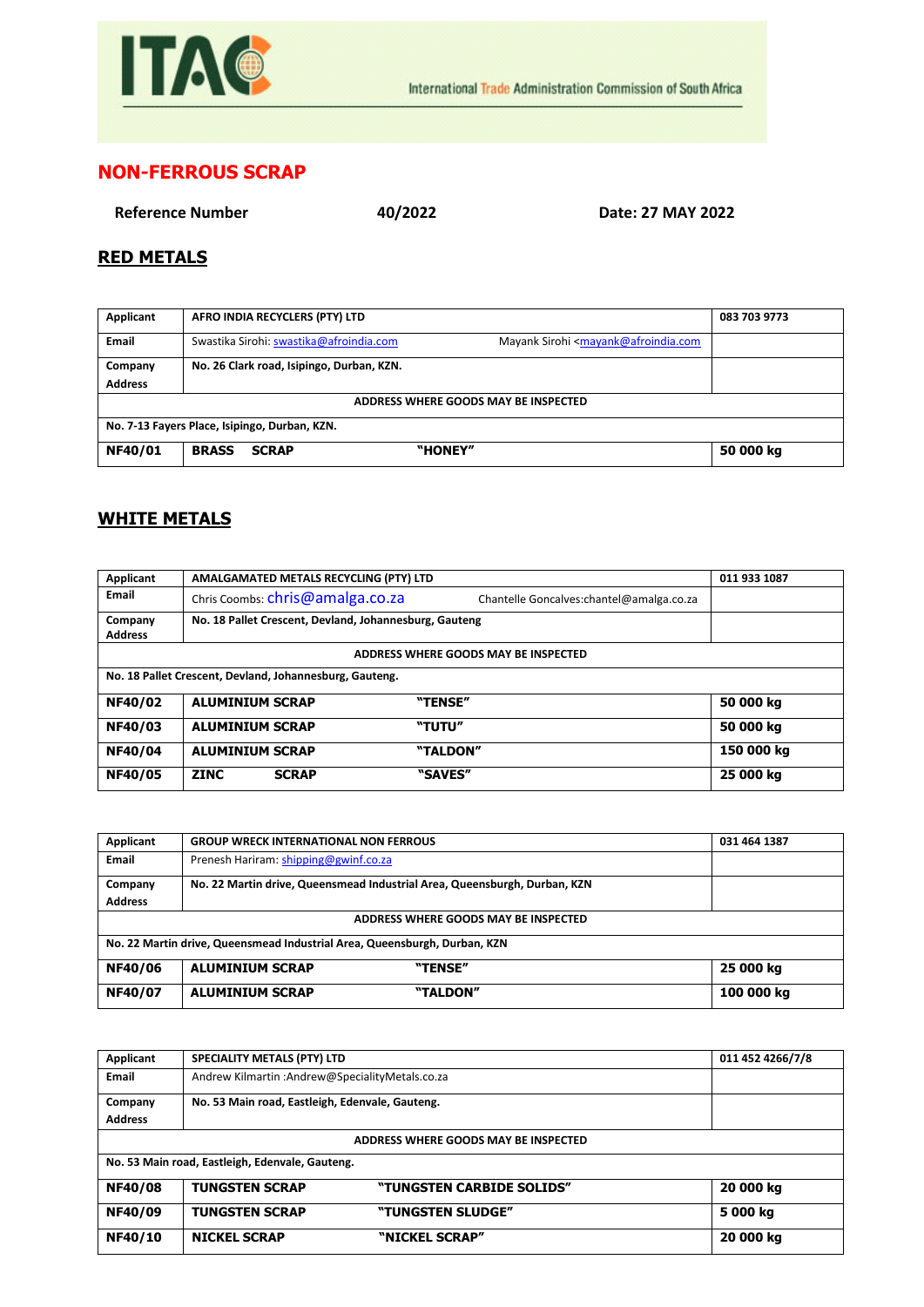ITAC

International Trade Administration Commission of South Africa

## NON-FERROUS SCRAP

**Reference Number** **40/2022** **Date: 27 MAY 2022**

### RED METALS

| Applicant | AFRO INDIA RECYCLERS (PTY) LTD | | 083 703 9773 |
|---|---|---|---|
| Email | Swastika Sirohi: swastika@afroindia.com | Mayank Sirohi <mayank@afroindia.com | |
| Company Address | No. 26 Clark road, Isipingo, Durban, KZN. | | |
| ADDRESS WHERE GOODS MAY BE INSPECTED | | | |
| No. 7-13 Fayers Place, Isipingo, Durban, KZN. | | | |
| **NF40/01** | **BRASS SCRAP** | **"HONEY"** | **50 000 kg** |

### WHITE METALS

| Applicant | AMALGAMATED METALS RECYCLING (PTY) LTD | | 011 933 1087 |
|---|---|---|---|
| Email | Chris Coombs: chris@amalga.co.za | Chantelle Goncalves:chantel@amalga.co.za | |
| Company Address | No. 18 Pallet Crescent, Devland, Johannesburg, Gauteng | | |
| ADDRESS WHERE GOODS MAY BE INSPECTED | | | |
| No. 18 Pallet Crescent, Devland, Johannesburg, Gauteng. | | | |
| **NF40/02** | **ALUMINIUM SCRAP** | **"TENSE"** | **50 000 kg** |
| **NF40/03** | **ALUMINIUM SCRAP** | **"TUTU"** | **50 000 kg** |
| **NF40/04** | **ALUMINIUM SCRAP** | **"TALDON"** | **150 000 kg** |
| **NF40/05** | **ZINC SCRAP** | **"SAVES"** | **25 000 kg** |

| Applicant | GROUP WRECK INTERNATIONAL NON FERROUS | | 031 464 1387 |
|---|---|---|---|
| Email | Prenesh Hariram: shipping@gwinf.co.za | | |
| Company Address | No. 22 Martin drive, Queensmead Industrial Area, Queensburgh, Durban, KZN | | |
| ADDRESS WHERE GOODS MAY BE INSPECTED | | | |
| No. 22 Martin drive, Queensmead Industrial Area, Queensburgh, Durban, KZN | | | |
| **NF40/06** | **ALUMINIUM SCRAP** | **"TENSE"** | **25 000 kg** |
| **NF40/07** | **ALUMINIUM SCRAP** | **"TALDON"** | **100 000 kg** |

| Applicant | SPECIALITY METALS (PTY) LTD | | 011 452 4266/7/8 |
|---|---|---|---|
| Email | Andrew Kilmartin :Andrew@SpecialityMetals.co.za | | |
| Company Address | No. 53 Main road, Eastleigh, Edenvale, Gauteng. | | |
| ADDRESS WHERE GOODS MAY BE INSPECTED | | | |
| No. 53 Main road, Eastleigh, Edenvale, Gauteng. | | | |
| **NF40/08** | **TUNGSTEN SCRAP** | **"TUNGSTEN CARBIDE SOLIDS"** | **20 000 kg** |
| **NF40/09** | **TUNGSTEN SCRAP** | **"TUNGSTEN SLUDGE"** | **5 000 kg** |
| **NF40/10** | **NICKEL SCRAP** | **"NICKEL SCRAP"** | **20 000 kg** |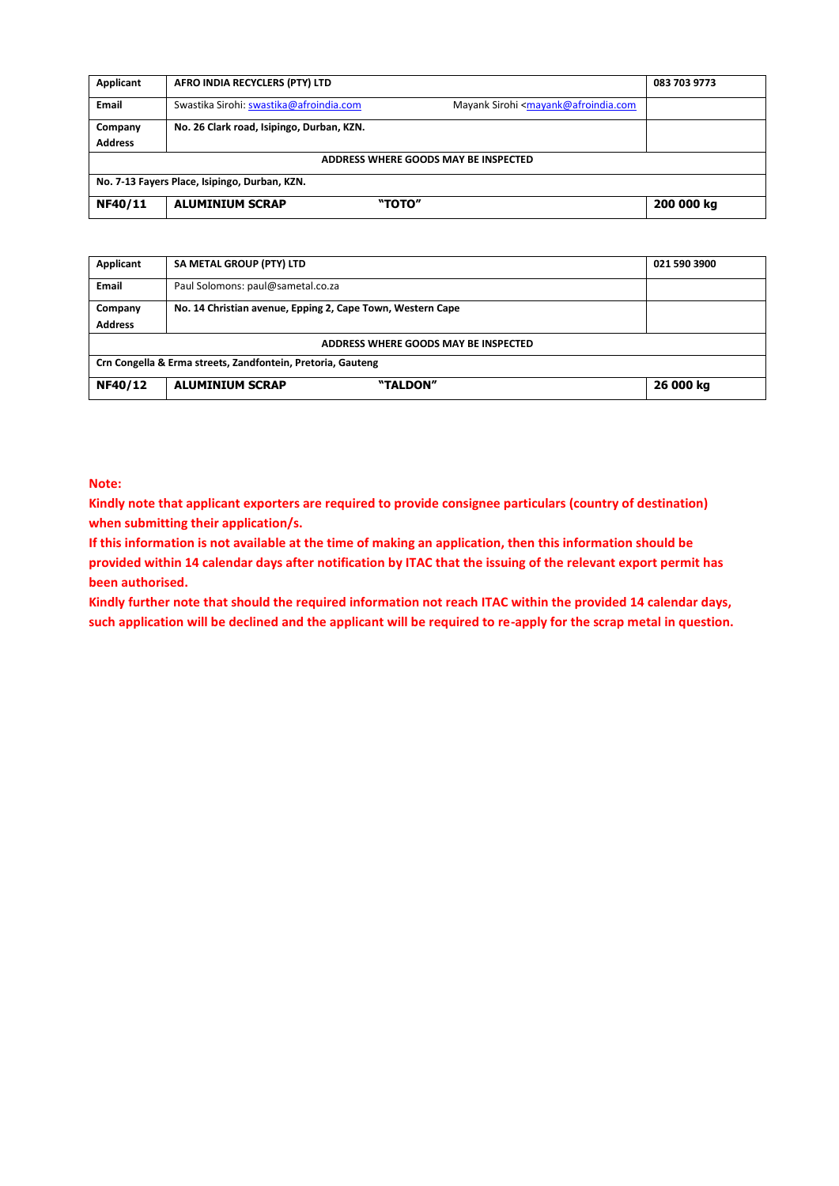| | | | |
|---|---|---|---|
| **Applicant** | **AFRO INDIA RECYCLERS (PTY) LTD** | | **083 703 9773** |
| **Email** | Swastika Sirohi: swastika@afroindia.com | Mayank Sirohi <mayank@afroindia.com | |
| **Company Address** | **No. 26 Clark road, Isipingo, Durban, KZN.** | | |
| **ADDRESS WHERE GOODS MAY BE INSPECTED** | | | |
| **No. 7-13 Fayers Place, Isipingo, Durban, KZN.** | | | |
| **NF40/11** | **ALUMINIUM SCRAP** | **"TOTO"** | **200 000 kg** |

| | | | |
|---|---|---|---|
| **Applicant** | **SA METAL GROUP (PTY) LTD** | | **021 590 3900** |
| **Email** | Paul Solomons: paul@sametal.co.za | | |
| **Company Address** | **No. 14 Christian avenue, Epping 2, Cape Town, Western Cape** | | |
| **ADDRESS WHERE GOODS MAY BE INSPECTED** | | | |
| **Crn Congella & Erma streets, Zandfontein, Pretoria, Gauteng** | | | |
| **NF40/12** | **ALUMINIUM SCRAP** | **"TALDON"** | **26 000 kg** |

**Note:**

**Kindly note that applicant exporters are required to provide consignee particulars (country of destination) when submitting their application/s.**

**If this information is not available at the time of making an application, then this information should be provided within 14 calendar days after notification by ITAC that the issuing of the relevant export permit has been authorised.**

**Kindly further note that should the required information not reach ITAC within the provided 14 calendar days, such application will be declined and the applicant will be required to re-apply for the scrap metal in question.**